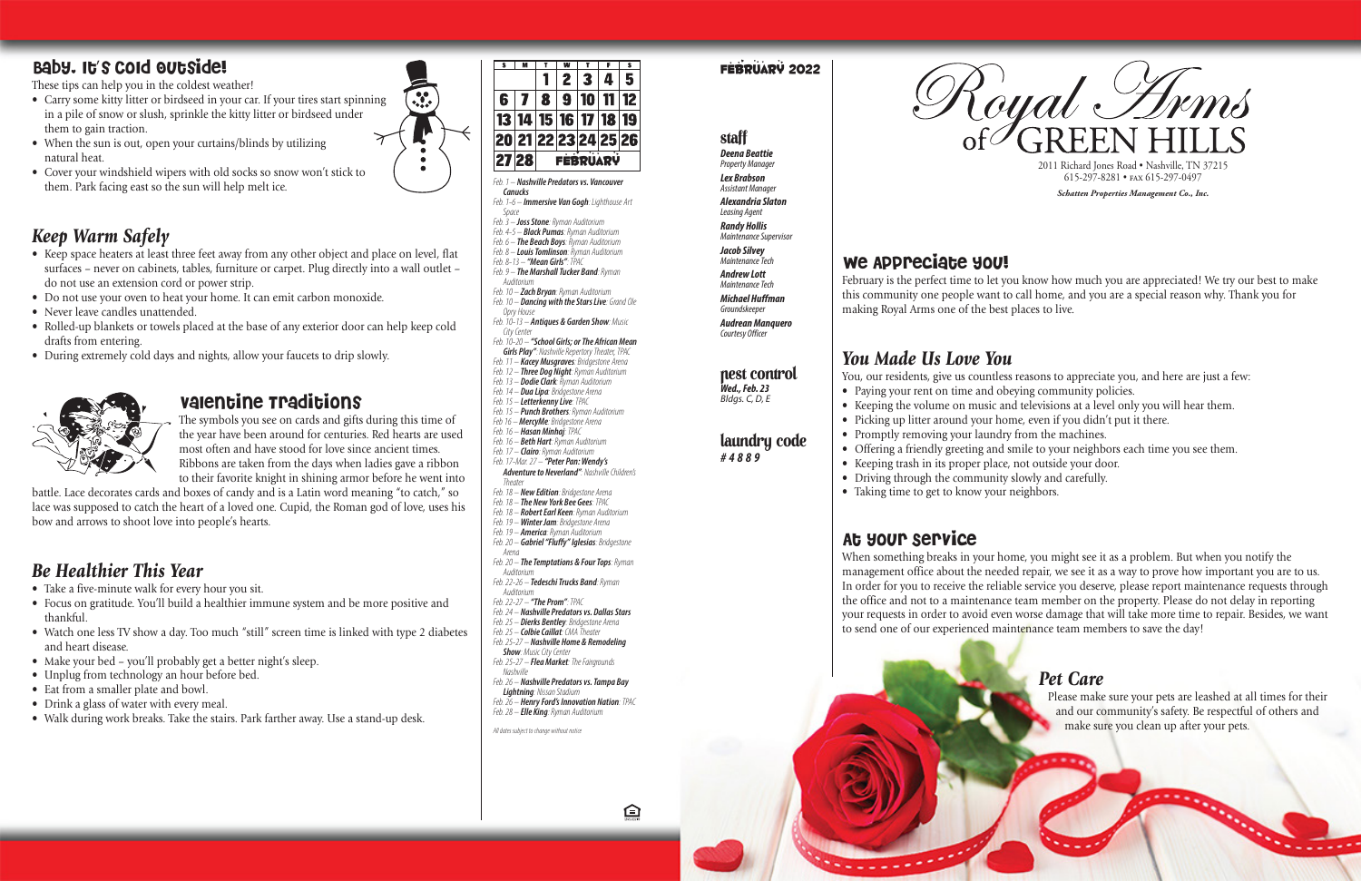## Baby, It's Cold Outside!

These tips can help you in the coldest weather!

- Carry some kitty litter or birdseed in your car. If your tires start spinning in a pile of snow or slush, sprinkle the kitty litter or birdseed under them to gain traction.
- When the sun is out, open your curtains/blinds by utilizing natural heat.
- Cover your windshield wipers with old socks so snow won't stick to them. Park facing east so the sun will help melt ice.

## *Keep Warm Safely*

- Keep space heaters at least three feet away from any other object and place on level, flat surfaces – never on cabinets, tables, furniture or carpet. Plug directly into a wall outlet – do not use an extension cord or power strip.
- Do not use your oven to heat your home. It can emit carbon monoxide.
- Never leave candles unattended.
- Rolled-up blankets or towels placed at the base of any exterior door can help keep cold drafts from entering.
- During extremely cold days and nights, allow your faucets to drip slowly.

## Valentine Traditions

The symbols you see on cards and gifts during this time of the year have been around for centuries. Red hearts are used most often and have stood for love since ancient times. Ribbons are taken from the days when ladies gave a ribbon to their favorite knight in shining armor before he went into battle. Lace decorates cards and boxes of candy and is a Latin word meaning "to catch," so lace was supposed to catch the heart of a loved one. Cupid, the Roman god of love, uses his bow and arrows to shoot love into people's hearts.

## *Be Healthier This Year*

- Take a five-minute walk for every hour you sit.
- Focus on gratitude. You'll build a healthier immune system and be more positive and thankful.
- Watch one less TV show a day. Too much "still" screen time is linked with type 2 diabetes and heart disease.
- Make your bed – you'll probably get a better night's sleep.
- Unplug from technology an hour before bed.
- Eat from a smaller plate and bowl.
- Drink a glass of water with every meal.
- Walk during work breaks. Take the stairs. Park farther away. Use a stand-up desk.

| S | M | T | W | T | F | S |
|---|---|---|---|---|---|---|
| | | 1 | 2 | 3 | 4 | 5 |
| 6 | 7 | 8 | 9 | 10 | 11 | 12 |
| 13 | 14 | 15 | 16 | 17 | 18 | 19 |
| 20 | 21 | 22 | 23 | 24 | 25 | 26 |
| 27 | 28 | FEBRUARY | | | | |

Feb. 1 – ***Nashville Predators vs. Vancouver Canucks***
Feb. 1–6 – ***Immersive Van Gogh***: *Lighthouse Art Space*
Feb. 3 – ***Joss Stone***: *Ryman Auditorium*
Feb. 4–5 – ***Black Pumas***: *Ryman Auditorium*
Feb. 6 – ***The Beach Boys***: *Ryman Auditorium*
Feb. 8 – ***Louis Tomlinson***: *Ryman Auditorium*
Feb. 8–13 – ***"Mean Girls"***: *TPAC*
Feb. 9 – ***The Marshall Tucker Band***: *Ryman Auditorium*
Feb. 10 – ***Zach Bryan***: *Ryman Auditorium*
Feb. 10 – ***Dancing with the Stars Live***: *Grand Ole Opry House*
Feb. 10–13 – ***Antiques & Garden Show***: *Music City Center*
Feb. 10–20 – ***"School Girls; or The African Mean Girls Play"***: *Nashville Repertory Theater, TPAC*
Feb. 11 – ***Kacey Musgraves***: *Bridgestone Arena*
Feb. 12 – ***Three Dog Night***: *Ryman Auditorium*
Feb. 13 – ***Dodie Clark***: *Ryman Auditorium*
Feb. 14 – ***Dua Lipa***: *Bridgestone Arena*
Feb. 15 – ***Letterkenny Live***: *TPAC*
Feb. 15 – ***Punch Brothers***: *Ryman Auditorium*
Feb. 16 – ***MercyMe***: *Bridgestone Arena*
Feb. 16 – ***Hasan Minhaj***: *TPAC*
Feb. 16 – ***Beth Hart***: *Ryman Auditorium*
Feb. 17 – ***Clairo***: *Ryman Auditorium*
Feb. 17–Mar. 27 – ***"Peter Pan: Wendy's Adventure to Neverland"***: *Nashville Children's Theater*
Feb. 18 – ***New Edition***: *Bridgestone Arena*
Feb. 18 – ***The New York Bee Gees***: *TPAC*
Feb. 18 – ***Robert Earl Keen***: *Ryman Auditorium*
Feb. 19 – ***Winter Jam***: *Bridgestone Arena*
Feb. 19 – ***America***: *Ryman Auditorium*
Feb. 20 – ***Gabriel "Fluffy" Iglesias***: *Bridgestone Arena*
Feb. 20 – ***The Temptations & Four Tops***: *Ryman Auditorium*
Feb. 22–26 – ***Tedeschi Trucks Band***: *Ryman Auditorium*
Feb. 22–27 – ***"The Prom"***: *TPAC*
Feb. 24 – ***Nashville Predators vs. Dallas Stars***
Feb. 25 – ***Dierks Bentley***: *Bridgestone Arena*
Feb. 25 – ***Colbie Caillat***: *CMA Theater*
Feb. 25–27 – ***Nashville Home & Remodeling Show***: *Music City Center*
Feb. 25–27 – ***Flea Market***: *The Fairgrounds Nashville*
Feb. 26 – ***Nashville Predators vs. Tampa Bay Lightning***: *Nissan Stadium*
Feb. 26 – ***Henry Ford's Innovation Nation***: *TPAC*
Feb. 28 – ***Elle King***: *Ryman Auditorium*

*All dates subject to change without notice*

**February 2022**

### Staff

***Deena Beattie***
*Property Manager*

***Lex Brabson***
*Assistant Manager*

***Alexandria Slaton***
*Leasing Agent*

***Randy Hollis***
*Maintenance Supervisor*

***Jacob Silvey***
*Maintenance Tech*

***Andrew Lott***
*Maintenance Tech*

***Michael Huffman***
*Groundskeeper*

***Audrean Manquero***
*Courtesy Officer*

### Pest Control

***Wed., Feb. 23***
*Bldgs. C, D, E*

### Laundry Code

***#4889***

# Royal Arms of GREEN HILLS

2011 Richard Jones Road • Nashville, TN 37215
615-297-8281 • FAX 615-297-0497

***Schatten Properties Management Co., Inc.***

## We Appreciate You!

February is the perfect time to let you know how much you are appreciated! We try our best to make this community one people want to call home, and you are a special reason why. Thank you for making Royal Arms one of the best places to live.

## *You Made Us Love You*

You, our residents, give us countless reasons to appreciate you, and here are just a few:

- Paying your rent on time and obeying community policies.
- Keeping the volume on music and televisions at a level only you will hear them.
- Picking up litter around your home, even if you didn't put it there.
- Promptly removing your laundry from the machines.
- Offering a friendly greeting and smile to your neighbors each time you see them.
- Keeping trash in its proper place, not outside your door.
- Driving through the community slowly and carefully.
- Taking time to get to know your neighbors.

## At Your Service

When something breaks in your home, you might see it as a problem. But when you notify the management office about the needed repair, we see it as a way to prove how important you are to us. In order for you to receive the reliable service you deserve, please report maintenance requests through the office and not to a maintenance team member on the property. Please do not delay in reporting your requests in order to avoid even worse damage that will take more time to repair. Besides, we want to send one of our experienced maintenance team members to save the day!

## *Pet Care*

Please make sure your pets are leashed at all times for their and our community's safety. Be respectful of others and make sure you clean up after your pets.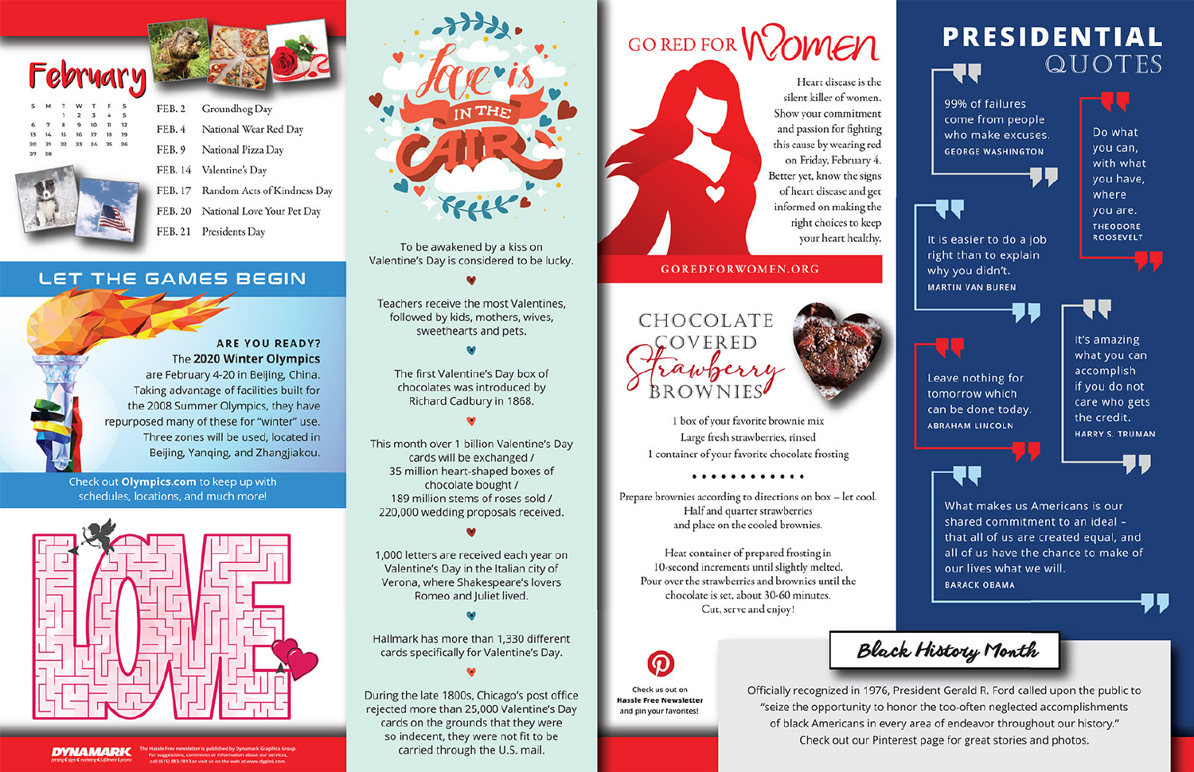# February

| S | M | T | W | T | F | S |
|---|---|---|---|---|---|---|
| | | 1 | 2 | 3 | 4 | 5 |
| 6 | 7 | 8 | 9 | 10 | 11 | 12 |
| 13 | 14 | 15 | 16 | 17 | 18 | 19 |
| 20 | 21 | 22 | 23 | 24 | 25 | 26 |
| 27 | 28 | | | | | |

- FEB. 2 Groundhog Day
- FEB. 4 National Wear Red Day
- FEB. 9 National Pizza Day
- FEB. 14 Valentine's Day
- FEB. 17 Random Acts of Kindness Day
- FEB. 20 National Love Your Pet Day
- FEB. 21 Presidents Day

## LET THE GAMES BEGIN

**ARE YOU READY?**

The **2020 Winter Olympics** are February 4-20 in Beijing, China. Taking advantage of facilities built for the 2008 Summer Olympics, they have repurposed many of these for "winter" use. Three zones will be used, located in Beijing, Yanqing, and Zhangjiakou.

Check out **Olympics.com** to keep up with schedules, locations, and much more!

LOVE

The Hassle Free newsletter is published by Dynamark Graphics Group. For suggestions, comments or information about our services, call (615) 883-1813 or visit us on the web at www.dggink.com.

## Love is IN THE AIR

To be awakened by a kiss on Valentine's Day is considered to be lucky.

Teachers receive the most Valentines, followed by kids, mothers, wives, sweethearts and pets.

The first Valentine's Day box of chocolates was introduced by Richard Cadbury in 1868.

This month over 1 billion Valentine's Day cards will be exchanged / 35 million heart-shaped boxes of chocolate bought / 189 million stems of roses sold / 220,000 wedding proposals received.

1,000 letters are received each year on Valentine's Day in the Italian city of Verona, where Shakespeare's lovers Romeo and Juliet lived.

Hallmark has more than 1,330 different cards specifically for Valentine's Day.

During the late 1800s, Chicago's post office rejected more than 25,000 Valentine's Day cards on the grounds that they were so indecent, they were not fit to be carried through the U.S. mail.

## GO RED FOR Women

Heart disease is the silent killer of women. Show your commitment and passion for fighting this cause by wearing red on Friday, February 4. Better yet, know the signs of heart disease and get informed on making the right choices to keep your heart healthy.

GOREDFORWOMEN.ORG

## CHOCOLATE COVERED Strawberry BROWNIES

1 box of your favorite brownie mix
Large fresh strawberries, rinsed
1 container of your favorite chocolate frosting

Prepare brownies according to directions on box – let cool. Half and quarter strawberries and place on the cooled brownies.

Heat container of prepared frosting in 10-second increments until slightly melted. Pour over the strawberries and brownies until the chocolate is set, about 30-60 minutes. Cut, serve and enjoy!

Check us out on **Hassle Free Newsletter** and pin your favorites!

## PRESIDENTIAL QUOTES

99% of failures come from people who make excuses.
GEORGE WASHINGTON

Do what you can, with what you have, where you are.
THEODORE ROOSEVELT

It is easier to do a job right than to explain why you didn't.
MARTIN VAN BUREN

Leave nothing for tomorrow which can be done today.
ABRAHAM LINCOLN

It's amazing what you can accomplish if you do not care who gets the credit.
HARRY S. TRUMAN

What makes us Americans is our shared commitment to an ideal – that all of us are created equal, and all of us have the chance to make of our lives what we will.
BARACK OBAMA

## Black History Month

Officially recognized in 1976, President Gerald R. Ford called upon the public to "seize the opportunity to honor the too-often neglected accomplishments of black Americans in every area of endeavor throughout our history." Check out our Pinterest page for great stories and photos.